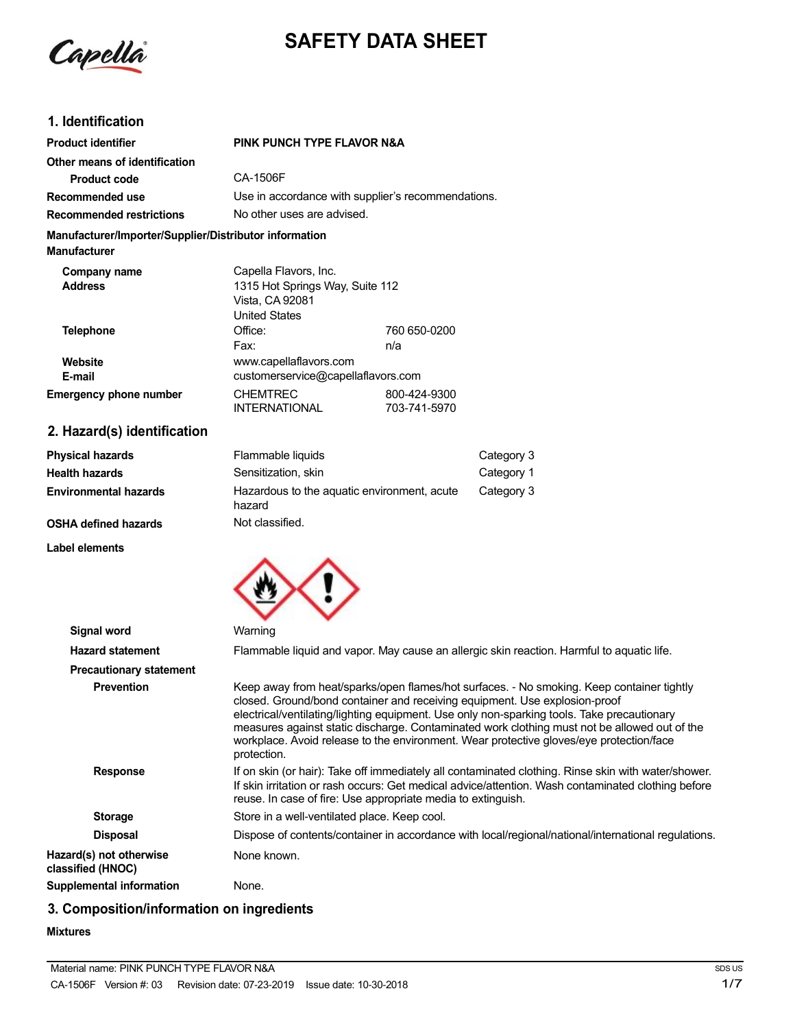# SAFETY DATA SHEET

## 1. Identification

**Product identifier** PINK PUNCH TYPE FLAVOR N&A

**Other means of identification**

**Product code** CA-1506F

**Recommended use** Use in accordance with supplier's recommendations.

**Recommended restrictions** No other uses are advised.

**Manufacturer/Importer/Supplier/Distributor information**

**Manufacturer**

**Company name** Capella Flavors, Inc.

**Address** 1315 Hot Springs Way, Suite 112
Vista, CA 92081
United States

**Telephone** Office: 760 650-0200
Fax: n/a

**Website** www.capellaflavors.com

**E-mail** customerservice@capellaflavors.com

**Emergency phone number** CHEMTREC 800-424-9300
INTERNATIONAL 703-741-5970

## 2. Hazard(s) identification

| | | |
|---|---|---|
| **Physical hazards** | Flammable liquids | Category 3 |
| **Health hazards** | Sensitization, skin | Category 1 |
| **Environmental hazards** | Hazardous to the aquatic environment, acute hazard | Category 3 |
| **OSHA defined hazards** | Not classified. | |

**Label elements**

**Signal word** Warning

**Hazard statement** Flammable liquid and vapor. May cause an allergic skin reaction. Harmful to aquatic life.

**Precautionary statement**

**Prevention** Keep away from heat/sparks/open flames/hot surfaces. - No smoking. Keep container tightly closed. Ground/bond container and receiving equipment. Use explosion-proof electrical/ventilating/lighting equipment. Use only non-sparking tools. Take precautionary measures against static discharge. Contaminated work clothing must not be allowed out of the workplace. Avoid release to the environment. Wear protective gloves/eye protection/face protection.

**Response** If on skin (or hair): Take off immediately all contaminated clothing. Rinse skin with water/shower. If skin irritation or rash occurs: Get medical advice/attention. Wash contaminated clothing before reuse. In case of fire: Use appropriate media to extinguish.

**Storage** Store in a well-ventilated place. Keep cool.

**Disposal** Dispose of contents/container in accordance with local/regional/national/international regulations.

**Hazard(s) not otherwise classified (HNOC)** None known.

**Supplemental information** None.

## 3. Composition/information on ingredients

**Mixtures**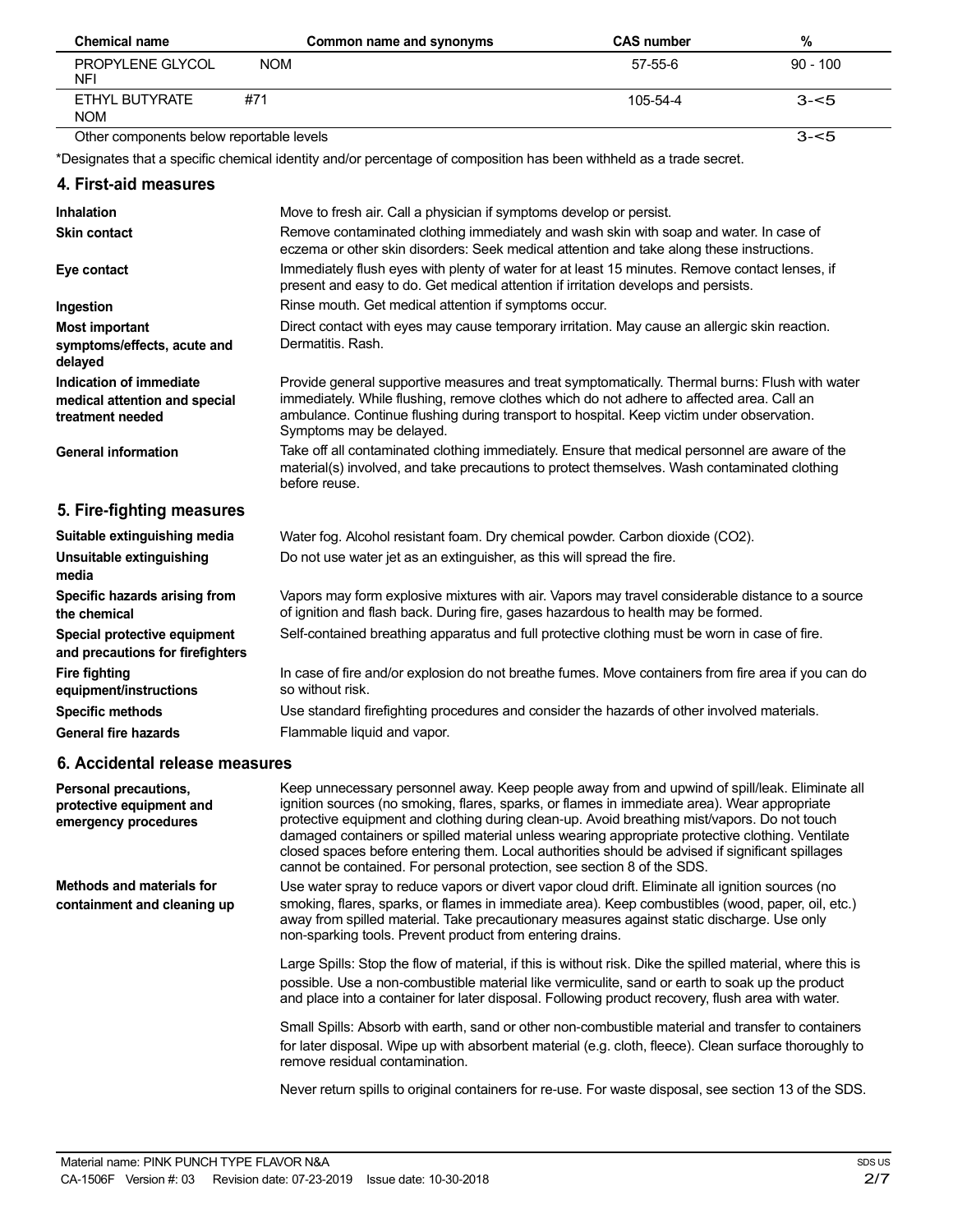| Chemical name | Common name and synonyms | CAS number | % |
|---|---|---|---|
| PROPYLENE GLYCOL NFI | NOM | 57-55-6 | 90 - 100 |
| ETHYL BUTYRATE NOM | #71 | 105-54-4 | 3-<5 |
| Other components below reportable levels | | | 3-<5 |

*Designates that a specific chemical identity and/or percentage of composition has been withheld as a trade secret.

## 4. First-aid measures

**Inhalation**
Move to fresh air. Call a physician if symptoms develop or persist.

**Skin contact**
Remove contaminated clothing immediately and wash skin with soap and water. In case of eczema or other skin disorders: Seek medical attention and take along these instructions.

**Eye contact**
Immediately flush eyes with plenty of water for at least 15 minutes. Remove contact lenses, if present and easy to do. Get medical attention if irritation develops and persists.

**Ingestion**
Rinse mouth. Get medical attention if symptoms occur.

**Most important symptoms/effects, acute and delayed**
Direct contact with eyes may cause temporary irritation. May cause an allergic skin reaction. Dermatitis. Rash.

**Indication of immediate medical attention and special treatment needed**
Provide general supportive measures and treat symptomatically. Thermal burns: Flush with water immediately. While flushing, remove clothes which do not adhere to affected area. Call an ambulance. Continue flushing during transport to hospital. Keep victim under observation. Symptoms may be delayed.

**General information**
Take off all contaminated clothing immediately. Ensure that medical personnel are aware of the material(s) involved, and take precautions to protect themselves. Wash contaminated clothing before reuse.

## 5. Fire-fighting measures

**Suitable extinguishing media**
Water fog. Alcohol resistant foam. Dry chemical powder. Carbon dioxide ($CO_2$).

**Unsuitable extinguishing media**
Do not use water jet as an extinguisher, as this will spread the fire.

**Specific hazards arising from the chemical**
Vapors may form explosive mixtures with air. Vapors may travel considerable distance to a source of ignition and flash back. During fire, gases hazardous to health may be formed.

**Special protective equipment and precautions for firefighters**
Self-contained breathing apparatus and full protective clothing must be worn in case of fire.

**Fire fighting equipment/instructions**
In case of fire and/or explosion do not breathe fumes. Move containers from fire area if you can do so without risk.

**Specific methods**
Use standard firefighting procedures and consider the hazards of other involved materials.

**General fire hazards**
Flammable liquid and vapor.

## 6. Accidental release measures

**Personal precautions, protective equipment and emergency procedures**
Keep unnecessary personnel away. Keep people away from and upwind of spill/leak. Eliminate all ignition sources (no smoking, flares, sparks, or flames in immediate area). Wear appropriate protective equipment and clothing during clean-up. Avoid breathing mist/vapors. Do not touch damaged containers or spilled material unless wearing appropriate protective clothing. Ventilate closed spaces before entering them. Local authorities should be advised if significant spillages cannot be contained. For personal protection, see section 8 of the SDS.

**Methods and materials for containment and cleaning up**
Use water spray to reduce vapors or divert vapor cloud drift. Eliminate all ignition sources (no smoking, flares, sparks, or flames in immediate area). Keep combustibles (wood, paper, oil, etc.) away from spilled material. Take precautionary measures against static discharge. Use only non-sparking tools. Prevent product from entering drains.

Large Spills: Stop the flow of material, if this is without risk. Dike the spilled material, where this is possible. Use a non-combustible material like vermiculite, sand or earth to soak up the product and place into a container for later disposal. Following product recovery, flush area with water.

Small Spills: Absorb with earth, sand or other non-combustible material and transfer to containers for later disposal. Wipe up with absorbent material (e.g. cloth, fleece). Clean surface thoroughly to remove residual contamination.

Never return spills to original containers for re-use. For waste disposal, see section 13 of the SDS.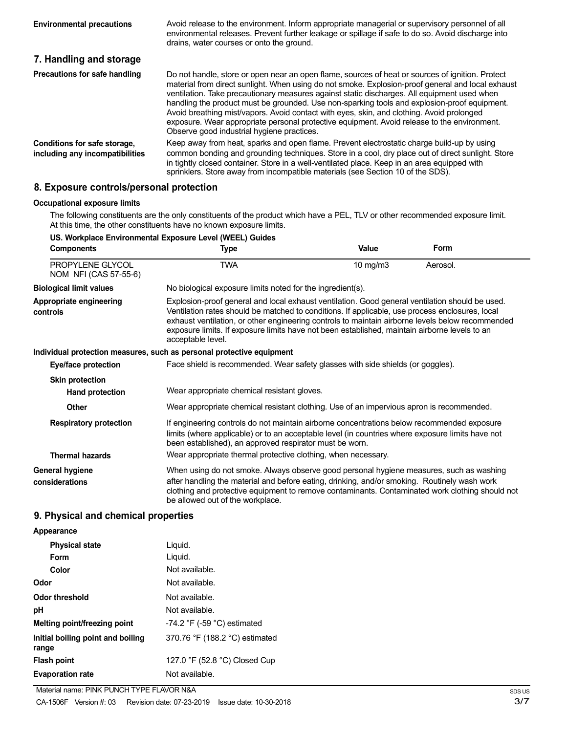**Environmental precautions**

Avoid release to the environment. Inform appropriate managerial or supervisory personnel of all environmental releases. Prevent further leakage or spillage if safe to do so. Avoid discharge into drains, water courses or onto the ground.

## 7. Handling and storage

**Precautions for safe handling**

Do not handle, store or open near an open flame, sources of heat or sources of ignition. Protect material from direct sunlight. When using do not smoke. Explosion-proof general and local exhaust ventilation. Take precautionary measures against static discharges. All equipment used when handling the product must be grounded. Use non-sparking tools and explosion-proof equipment. Avoid breathing mist/vapors. Avoid contact with eyes, skin, and clothing. Avoid prolonged exposure. Wear appropriate personal protective equipment. Avoid release to the environment. Observe good industrial hygiene practices.

**Conditions for safe storage, including any incompatibilities**

Keep away from heat, sparks and open flame. Prevent electrostatic charge build-up by using common bonding and grounding techniques. Store in a cool, dry place out of direct sunlight. Store in tightly closed container. Store in a well-ventilated place. Keep in an area equipped with sprinklers. Store away from incompatible materials (see Section 10 of the SDS).

## 8. Exposure controls/personal protection

**Occupational exposure limits**

The following constituents are the only constituents of the product which have a PEL, TLV or other recommended exposure limit. At this time, the other constituents have no known exposure limits.

**US. Workplace Environmental Exposure Level (WEEL) Guides**

| Components | Type | Value | Form |
|---|---|---|---|
| PROPYLENE GLYCOL NOM NFI (CAS 57-55-6) | TWA | 10 mg/m3 | Aerosol. |

**Biological limit values**

No biological exposure limits noted for the ingredient(s).

**Appropriate engineering controls**

Explosion-proof general and local exhaust ventilation. Good general ventilation should be used. Ventilation rates should be matched to conditions. If applicable, use process enclosures, local exhaust ventilation, or other engineering controls to maintain airborne levels below recommended exposure limits. If exposure limits have not been established, maintain airborne levels to an acceptable level.

**Individual protection measures, such as personal protective equipment**

**Eye/face protection**

Face shield is recommended. Wear safety glasses with side shields (or goggles).

**Skin protection**

**Hand protection**

Wear appropriate chemical resistant gloves.

**Other**

Wear appropriate chemical resistant clothing. Use of an impervious apron is recommended.

**Respiratory protection**

If engineering controls do not maintain airborne concentrations below recommended exposure limits (where applicable) or to an acceptable level (in countries where exposure limits have not been established), an approved respirator must be worn.

**Thermal hazards**

Wear appropriate thermal protective clothing, when necessary.

**General hygiene considerations**

When using do not smoke. Always observe good personal hygiene measures, such as washing after handling the material and before eating, drinking, and/or smoking. Routinely wash work clothing and protective equipment to remove contaminants. Contaminated work clothing should not be allowed out of the workplace.

## 9. Physical and chemical properties

**Appearance**

| | |
|---|---|
| **Physical state** | Liquid. |
| **Form** | Liquid. |
| **Color** | Not available. |
| **Odor** | Not available. |
| **Odor threshold** | Not available. |
| **pH** | Not available. |
| **Melting point/freezing point** | -74.2 °F (-59 °C) estimated |
| **Initial boiling point and boiling range** | 370.76 °F (188.2 °C) estimated |
| **Flash point** | 127.0 °F (52.8 °C) Closed Cup |
| **Evaporation rate** | Not available. |

Material name: PINK PUNCH TYPE FLAVOR N&A

CA-1506F Version #: 03 Revision date: 07-23-2019 Issue date: 10-30-2018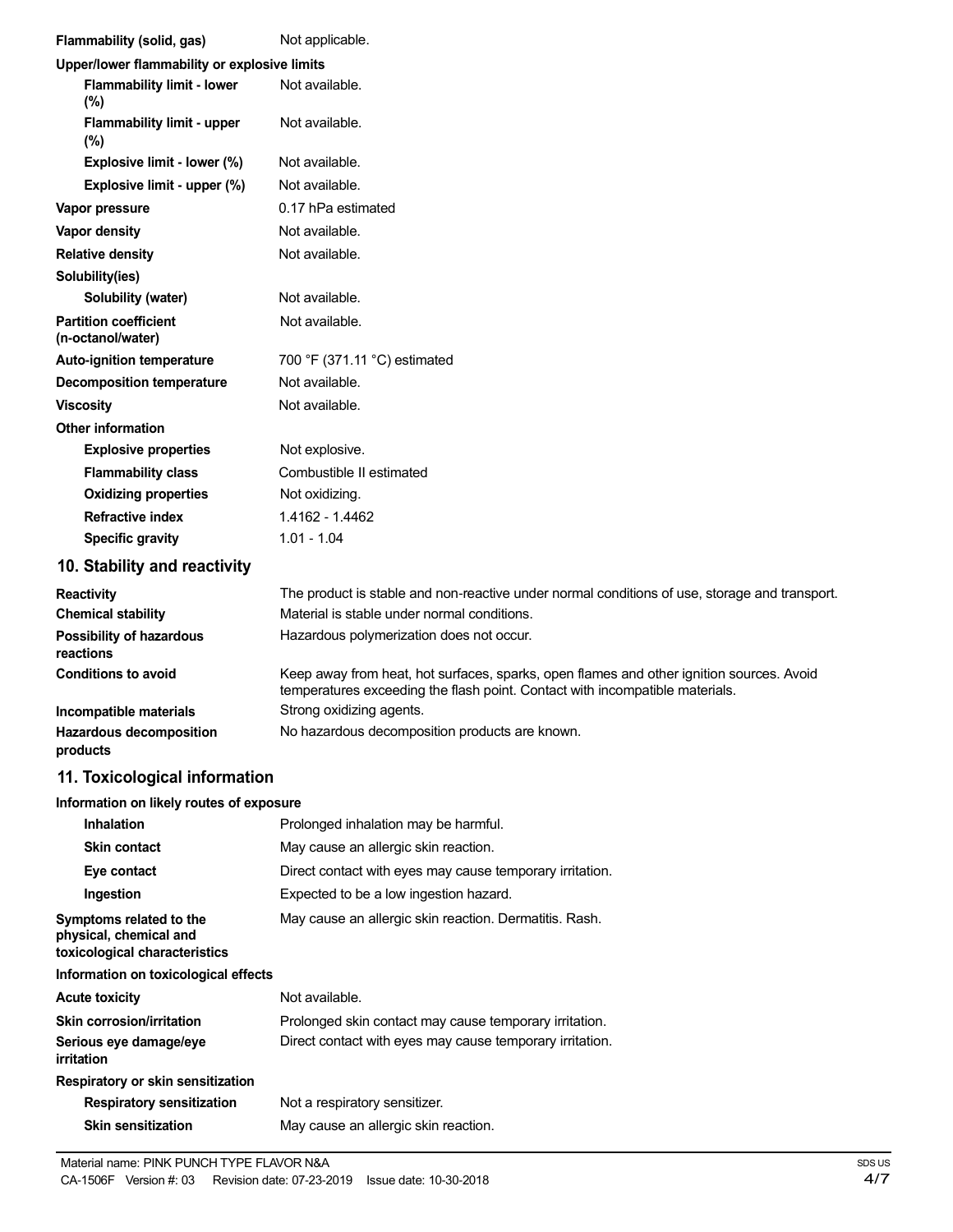| | |
|---|---|
| **Flammability (solid, gas)** | Not applicable. |
| **Upper/lower flammability or explosive limits** | |
| **Flammability limit - lower (%)** | Not available. |
| **Flammability limit - upper (%)** | Not available. |
| **Explosive limit - lower (%)** | Not available. |
| **Explosive limit - upper (%)** | Not available. |
| **Vapor pressure** | 0.17 hPa estimated |
| **Vapor density** | Not available. |
| **Relative density** | Not available. |
| **Solubility(ies)** | |
| **Solubility (water)** | Not available. |
| **Partition coefficient (n-octanol/water)** | Not available. |
| **Auto-ignition temperature** | 700 °F (371.11 °C) estimated |
| **Decomposition temperature** | Not available. |
| **Viscosity** | Not available. |
| **Other information** | |
| **Explosive properties** | Not explosive. |
| **Flammability class** | Combustible II estimated |
| **Oxidizing properties** | Not oxidizing. |
| **Refractive index** | 1.4162 - 1.4462 |
| **Specific gravity** | 1.01 - 1.04 |

## 10. Stability and reactivity

| | |
|---|---|
| **Reactivity** | The product is stable and non-reactive under normal conditions of use, storage and transport. |
| **Chemical stability** | Material is stable under normal conditions. |
| **Possibility of hazardous reactions** | Hazardous polymerization does not occur. |
| **Conditions to avoid** | Keep away from heat, hot surfaces, sparks, open flames and other ignition sources. Avoid temperatures exceeding the flash point. Contact with incompatible materials. |
| **Incompatible materials** | Strong oxidizing agents. |
| **Hazardous decomposition products** | No hazardous decomposition products are known. |

## 11. Toxicological information

| | |
|---|---|
| **Information on likely routes of exposure** | |
| **Inhalation** | Prolonged inhalation may be harmful. |
| **Skin contact** | May cause an allergic skin reaction. |
| **Eye contact** | Direct contact with eyes may cause temporary irritation. |
| **Ingestion** | Expected to be a low ingestion hazard. |
| **Symptoms related to the physical, chemical and toxicological characteristics** | May cause an allergic skin reaction. Dermatitis. Rash. |
| **Information on toxicological effects** | |
| **Acute toxicity** | Not available. |
| **Skin corrosion/irritation** | Prolonged skin contact may cause temporary irritation. |
| **Serious eye damage/eye irritation** | Direct contact with eyes may cause temporary irritation. |
| **Respiratory or skin sensitization** | |
| **Respiratory sensitization** | Not a respiratory sensitizer. |
| **Skin sensitization** | May cause an allergic skin reaction. |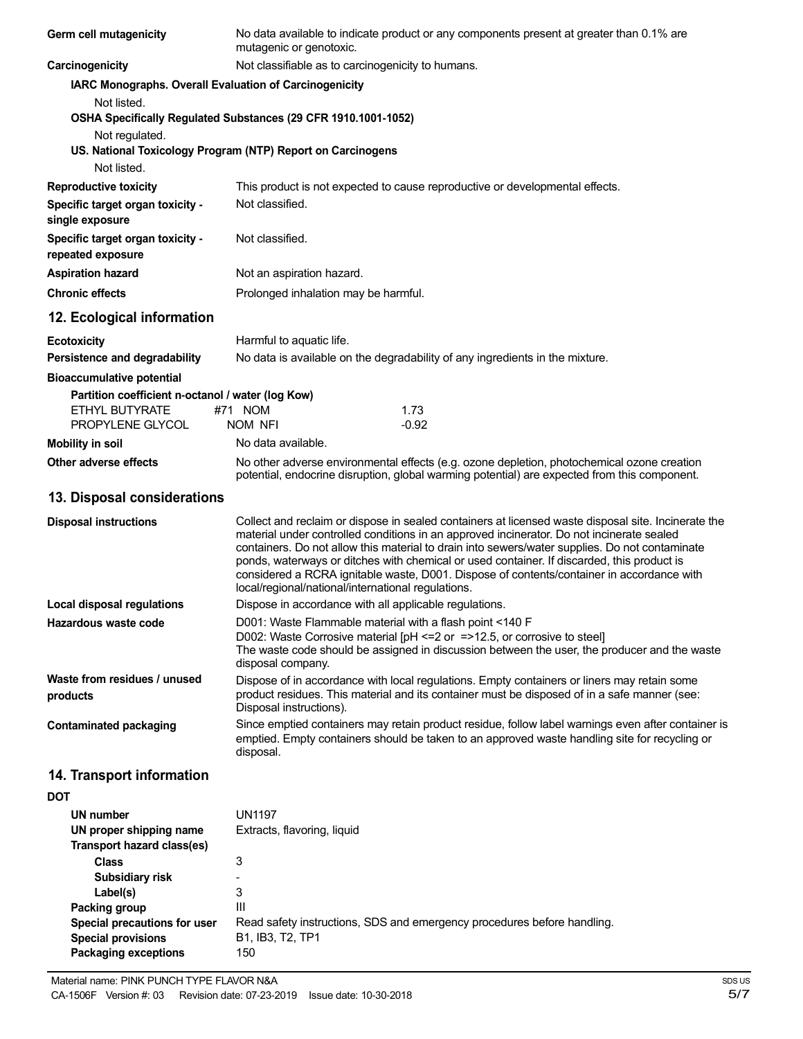**Germ cell mutagenicity** No data available to indicate product or any components present at greater than 0.1% are mutagenic or genotoxic.

**Carcinogenicity** Not classifiable as to carcinogenicity to humans.

**IARC Monographs. Overall Evaluation of Carcinogenicity**

Not listed.

**OSHA Specifically Regulated Substances (29 CFR 1910.1001-1052)**

Not regulated.

**US. National Toxicology Program (NTP) Report on Carcinogens**

Not listed.

**Reproductive toxicity** This product is not expected to cause reproductive or developmental effects.

**Specific target organ toxicity - single exposure** Not classified.

**Specific target organ toxicity - repeated exposure** Not classified.

**Aspiration hazard** Not an aspiration hazard.

**Chronic effects** Prolonged inhalation may be harmful.

## 12. Ecological information

**Ecotoxicity** Harmful to aquatic life.

**Persistence and degradability** No data is available on the degradability of any ingredients in the mixture.

**Bioaccumulative potential**

**Partition coefficient n-octanol / water (log Kow)**

| | | |
|---|---|---|
| ETHYL BUTYRATE | #71 NOM | 1.73 |
| PROPYLENE GLYCOL | NOM NFI | -0.92 |

**Mobility in soil** No data available.

**Other adverse effects** No other adverse environmental effects (e.g. ozone depletion, photochemical ozone creation potential, endocrine disruption, global warming potential) are expected from this component.

## 13. Disposal considerations

**Disposal instructions** Collect and reclaim or dispose in sealed containers at licensed waste disposal site. Incinerate the material under controlled conditions in an approved incinerator. Do not incinerate sealed containers. Do not allow this material to drain into sewers/water supplies. Do not contaminate ponds, waterways or ditches with chemical or used container. If discarded, this product is considered a RCRA ignitable waste, D001. Dispose of contents/container in accordance with local/regional/national/international regulations.

**Local disposal regulations** Dispose in accordance with all applicable regulations.

**Hazardous waste code** D001: Waste Flammable material with a flash point <140 F
D002: Waste Corrosive material [pH <=2 or =>12.5, or corrosive to steel]
The waste code should be assigned in discussion between the user, the producer and the waste disposal company.

**Waste from residues / unused products** Dispose of in accordance with local regulations. Empty containers or liners may retain some product residues. This material and its container must be disposed of in a safe manner (see: Disposal instructions).

**Contaminated packaging** Since emptied containers may retain product residue, follow label warnings even after container is emptied. Empty containers should be taken to an approved waste handling site for recycling or disposal.

## 14. Transport information

**DOT**

| | |
|---|---|
| **UN number** | UN1197 |
| **UN proper shipping name** | Extracts, flavoring, liquid |
| **Transport hazard class(es)** | |
| **Class** | 3 |
| **Subsidiary risk** | - |
| **Label(s)** | 3 |
| **Packing group** | III |
| **Special precautions for user** | Read safety instructions, SDS and emergency procedures before handling. |
| **Special provisions** | B1, IB3, T2, TP1 |
| **Packaging exceptions** | 150 |

Material name: PINK PUNCH TYPE FLAVOR N&A
CA-1506F Version #: 03 Revision date: 07-23-2019 Issue date: 10-30-2018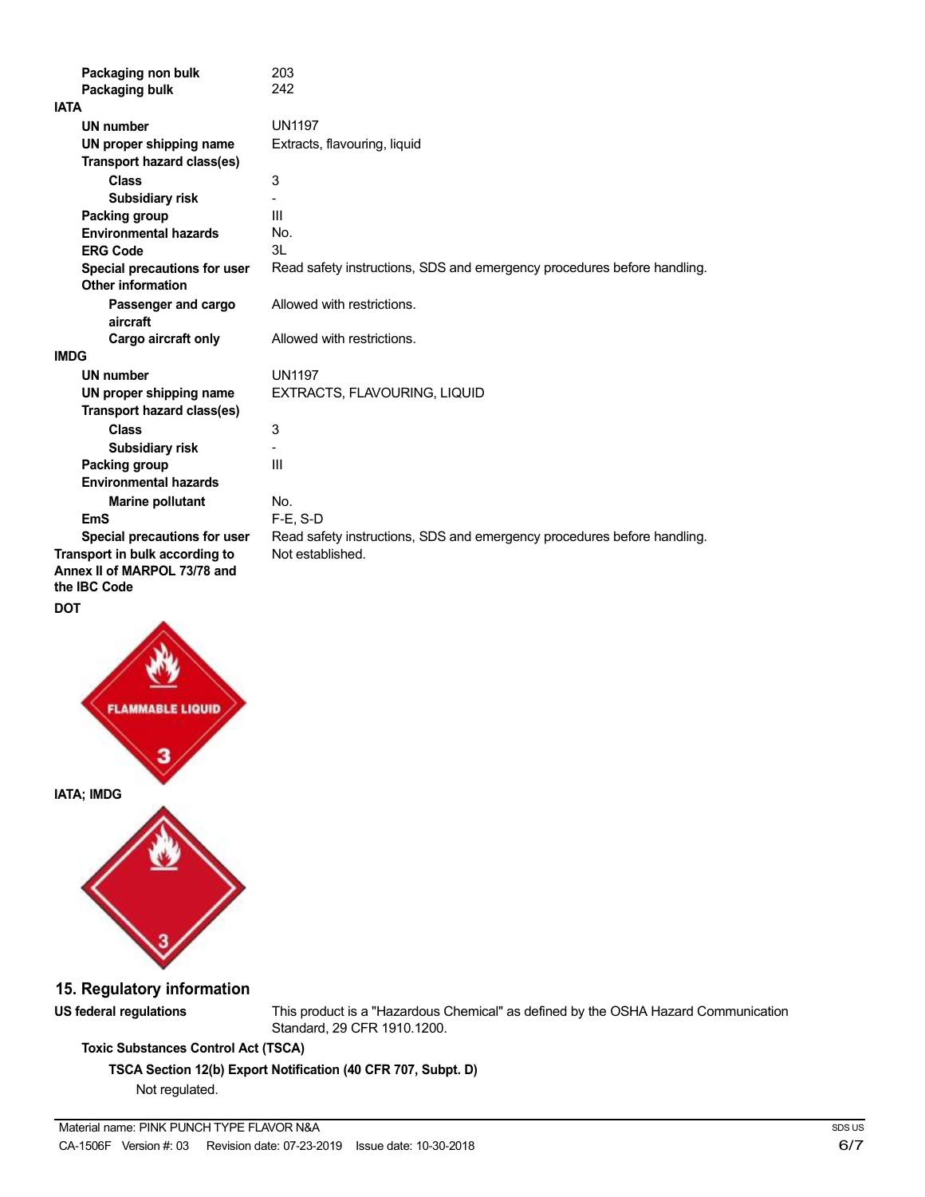| | |
|---|---|
| **Packaging non bulk** | 203 |
| **Packaging bulk** | 242 |

**IATA**

| | |
|---|---|
| **UN number** | UN1197 |
| **UN proper shipping name** | Extracts, flavouring, liquid |
| **Transport hazard class(es)** | |
| **Class** | 3 |
| **Subsidiary risk** | - |
| **Packing group** | III |
| **Environmental hazards** | No. |
| **ERG Code** | 3L |
| **Special precautions for user** | Read safety instructions, SDS and emergency procedures before handling. |
| **Other information** | |
| **Passenger and cargo aircraft** | Allowed with restrictions. |
| **Cargo aircraft only** | Allowed with restrictions. |

**IMDG**

| | |
|---|---|
| **UN number** | UN1197 |
| **UN proper shipping name** | EXTRACTS, FLAVOURING, LIQUID |
| **Transport hazard class(es)** | |
| **Class** | 3 |
| **Subsidiary risk** | - |
| **Packing group** | III |
| **Environmental hazards** | |
| **Marine pollutant** | No. |
| **EmS** | F-E, S-D |
| **Special precautions for user** | Read safety instructions, SDS and emergency procedures before handling. |

| | |
|---|---|
| **Transport in bulk according to Annex II of MARPOL 73/78 and the IBC Code** | Not established. |

**DOT**

**IATA; IMDG**

## 15. Regulatory information

**US federal regulations** This product is a "Hazardous Chemical" as defined by the OSHA Hazard Communication Standard, 29 CFR 1910.1200.

**Toxic Substances Control Act (TSCA)**

**TSCA Section 12(b) Export Notification (40 CFR 707, Subpt. D)**

Not regulated.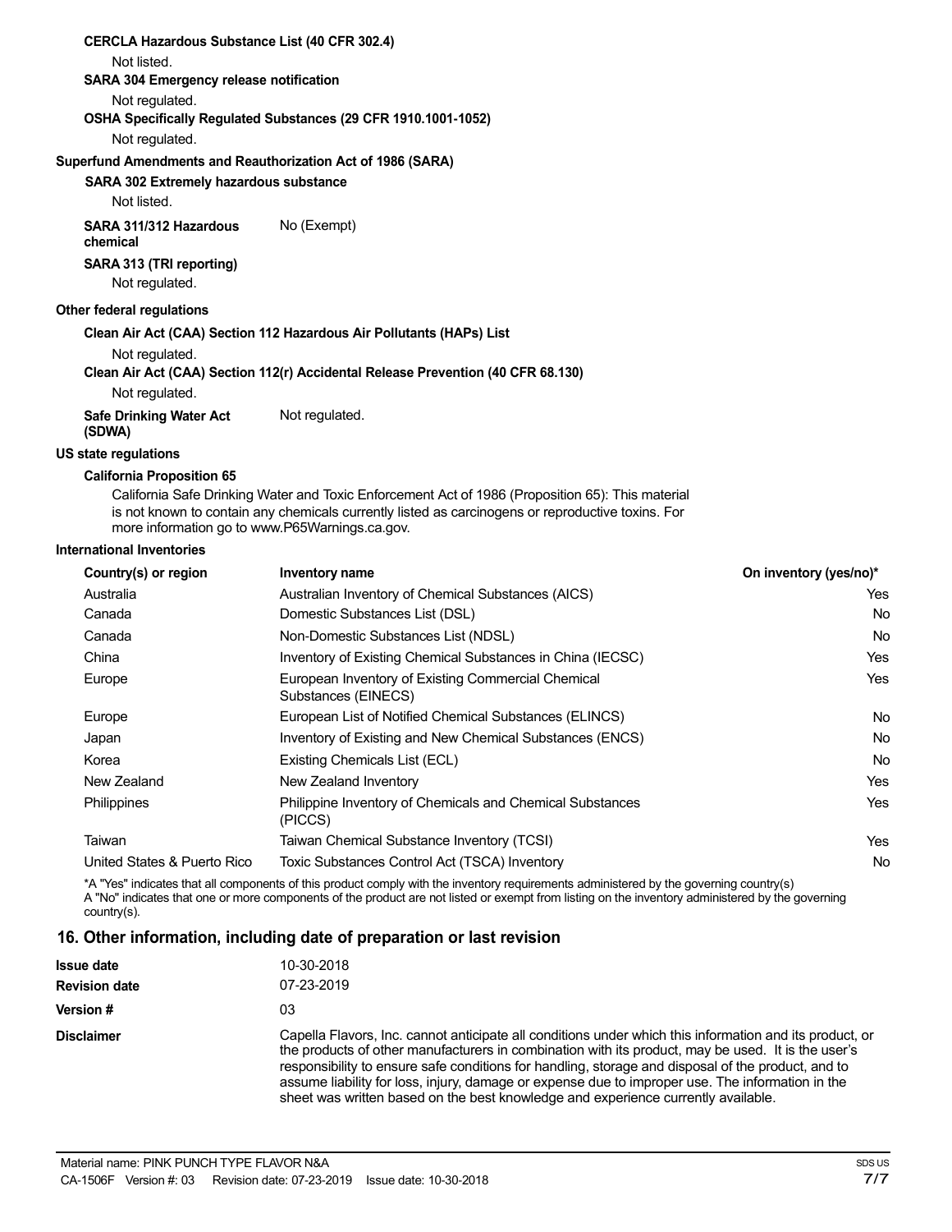**CERCLA Hazardous Substance List (40 CFR 302.4)**

Not listed.

**SARA 304 Emergency release notification**

Not regulated.

**OSHA Specifically Regulated Substances (29 CFR 1910.1001-1052)**

Not regulated.

**Superfund Amendments and Reauthorization Act of 1986 (SARA)**

**SARA 302 Extremely hazardous substance**

Not listed.

**SARA 311/312 Hazardous chemical** No (Exempt)

**SARA 313 (TRI reporting)**

Not regulated.

**Other federal regulations**

**Clean Air Act (CAA) Section 112 Hazardous Air Pollutants (HAPs) List**

Not regulated.

**Clean Air Act (CAA) Section 112(r) Accidental Release Prevention (40 CFR 68.130)**

Not regulated.

**Safe Drinking Water Act (SDWA)** Not regulated.

**US state regulations**

**California Proposition 65**

California Safe Drinking Water and Toxic Enforcement Act of 1986 (Proposition 65): This material is not known to contain any chemicals currently listed as carcinogens or reproductive toxins. For more information go to www.P65Warnings.ca.gov.

**International Inventories**

| Country(s) or region | Inventory name | On inventory (yes/no)* |
|---|---|---|
| Australia | Australian Inventory of Chemical Substances (AICS) | Yes |
| Canada | Domestic Substances List (DSL) | No |
| Canada | Non-Domestic Substances List (NDSL) | No |
| China | Inventory of Existing Chemical Substances in China (IECSC) | Yes |
| Europe | European Inventory of Existing Commercial Chemical Substances (EINECS) | Yes |
| Europe | European List of Notified Chemical Substances (ELINCS) | No |
| Japan | Inventory of Existing and New Chemical Substances (ENCS) | No |
| Korea | Existing Chemicals List (ECL) | No |
| New Zealand | New Zealand Inventory | Yes |
| Philippines | Philippine Inventory of Chemicals and Chemical Substances (PICCS) | Yes |
| Taiwan | Taiwan Chemical Substance Inventory (TCSI) | Yes |
| United States & Puerto Rico | Toxic Substances Control Act (TSCA) Inventory | No |

*A "Yes" indicates that all components of this product comply with the inventory requirements administered by the governing country(s)
A "No" indicates that one or more components of the product are not listed or exempt from listing on the inventory administered by the governing country(s).

## 16. Other information, including date of preparation or last revision

**Issue date** 10-30-2018

**Revision date** 07-23-2019

**Version #** 03

**Disclaimer** Capella Flavors, Inc. cannot anticipate all conditions under which this information and its product, or the products of other manufacturers in combination with its product, may be used. It is the user's responsibility to ensure safe conditions for handling, storage and disposal of the product, and to assume liability for loss, injury, damage or expense due to improper use. The information in the sheet was written based on the best knowledge and experience currently available.